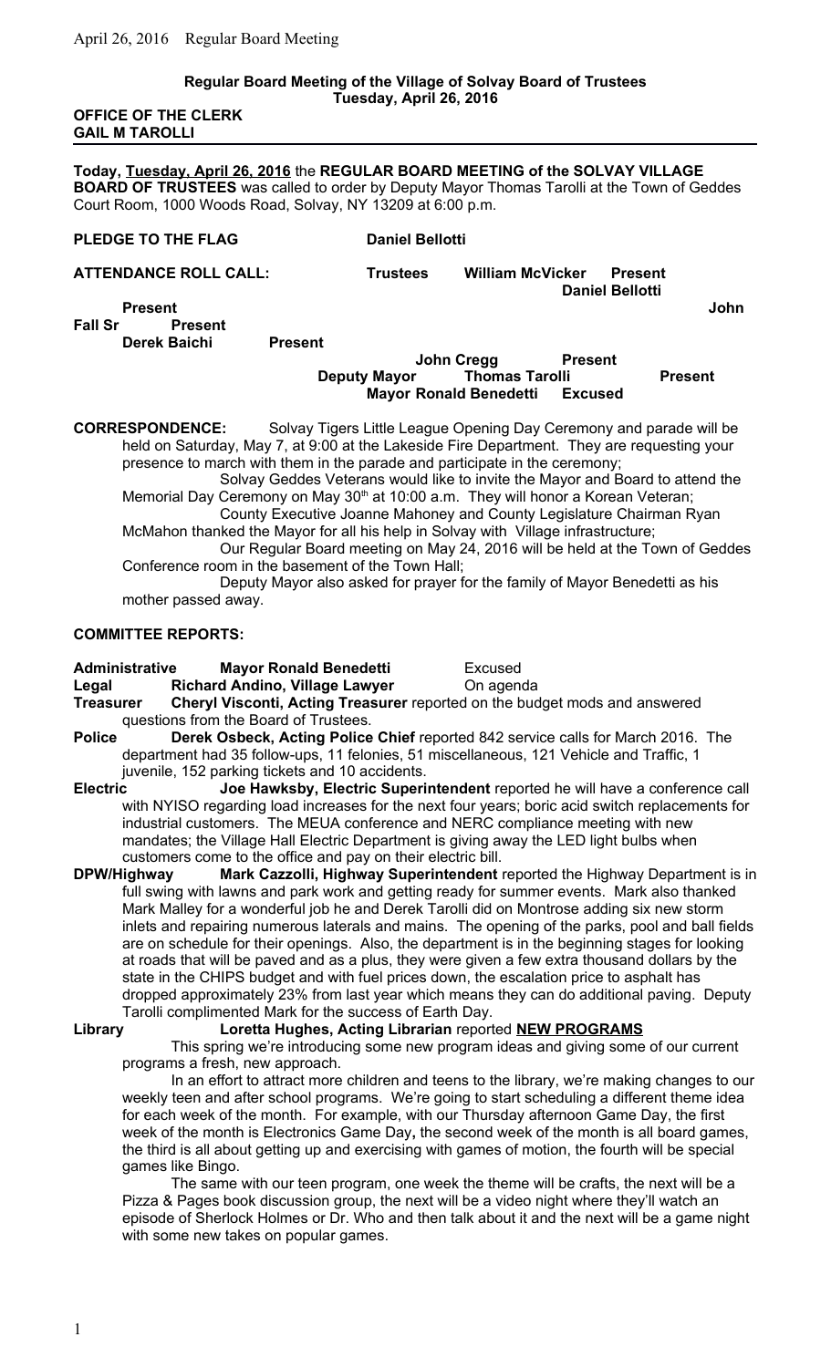**Regular Board Meeting of the Village of Solvay Board of Trustees**
**Tuesday, April 26, 2016**

**OFFICE OF THE CLERK**
**GAIL M TAROLLI**

---

**Today, Tuesday, April 26, 2016** the **REGULAR BOARD MEETING of the SOLVAY VILLAGE BOARD OF TRUSTEES** was called to order by Deputy Mayor Thomas Tarolli at the Town of Geddes Court Room, 1000 Woods Road, Solvay, NY 13209 at 6:00 p.m.

**PLEDGE TO THE FLAG** **Daniel Bellotti**

**ATTENDANCE ROLL CALL:** **Trustees** **William McVicker** **Present**
**Daniel Bellotti** **Present**
**John Fall Sr** **Present**
**Derek Baichi** **Present**
**John Cregg** **Present**
**Deputy Mayor** **Thomas Tarolli** **Present**
**Mayor Ronald Benedetti** **Excused**

**CORRESPONDENCE:** Solvay Tigers Little League Opening Day Ceremony and parade will be held on Saturday, May 7, at 9:00 at the Lakeside Fire Department. They are requesting your presence to march with them in the parade and participate in the ceremony;

Solvay Geddes Veterans would like to invite the Mayor and Board to attend the Memorial Day Ceremony on May 30th at 10:00 a.m. They will honor a Korean Veteran;

County Executive Joanne Mahoney and County Legislature Chairman Ryan McMahon thanked the Mayor for all his help in Solvay with Village infrastructure;

Our Regular Board meeting on May 24, 2016 will be held at the Town of Geddes Conference room in the basement of the Town Hall;

Deputy Mayor also asked for prayer for the family of Mayor Benedetti as his mother passed away.

**COMMITTEE REPORTS:**

**Administrative** **Mayor Ronald Benedetti** Excused

**Legal** **Richard Andino, Village Lawyer** On agenda

**Treasurer** **Cheryl Visconti, Acting Treasurer** reported on the budget mods and answered questions from the Board of Trustees.

**Police** **Derek Osbeck, Acting Police Chief** reported 842 service calls for March 2016. The department had 35 follow-ups, 11 felonies, 51 miscellaneous, 121 Vehicle and Traffic, 1 juvenile, 152 parking tickets and 10 accidents.

**Electric** **Joe Hawksby, Electric Superintendent** reported he will have a conference call with NYISO regarding load increases for the next four years; boric acid switch replacements for industrial customers. The MEUA conference and NERC compliance meeting with new mandates; the Village Hall Electric Department is giving away the LED light bulbs when customers come to the office and pay on their electric bill.

**DPW/Highway** **Mark Cazzolli, Highway Superintendent** reported the Highway Department is in full swing with lawns and park work and getting ready for summer events. Mark also thanked Mark Malley for a wonderful job he and Derek Tarolli did on Montrose adding six new storm inlets and repairing numerous laterals and mains. The opening of the parks, pool and ball fields are on schedule for their openings. Also, the department is in the beginning stages for looking at roads that will be paved and as a plus, they were given a few extra thousand dollars by the state in the CHIPS budget and with fuel prices down, the escalation price to asphalt has dropped approximately 23% from last year which means they can do additional paving. Deputy Tarolli complimented Mark for the success of Earth Day.

**Library** **Loretta Hughes, Acting Librarian** reported **NEW PROGRAMS**

This spring we're introducing some new program ideas and giving some of our current programs a fresh, new approach.

In an effort to attract more children and teens to the library, we're making changes to our weekly teen and after school programs. We're going to start scheduling a different theme idea for each week of the month. For example, with our Thursday afternoon Game Day, the first week of the month is Electronics Game Day**,** the second week of the month is all board games, the third is all about getting up and exercising with games of motion, the fourth will be special games like Bingo.

The same with our teen program, one week the theme will be crafts, the next will be a Pizza & Pages book discussion group, the next will be a video night where they'll watch an episode of Sherlock Holmes or Dr. Who and then talk about it and the next will be a game night with some new takes on popular games.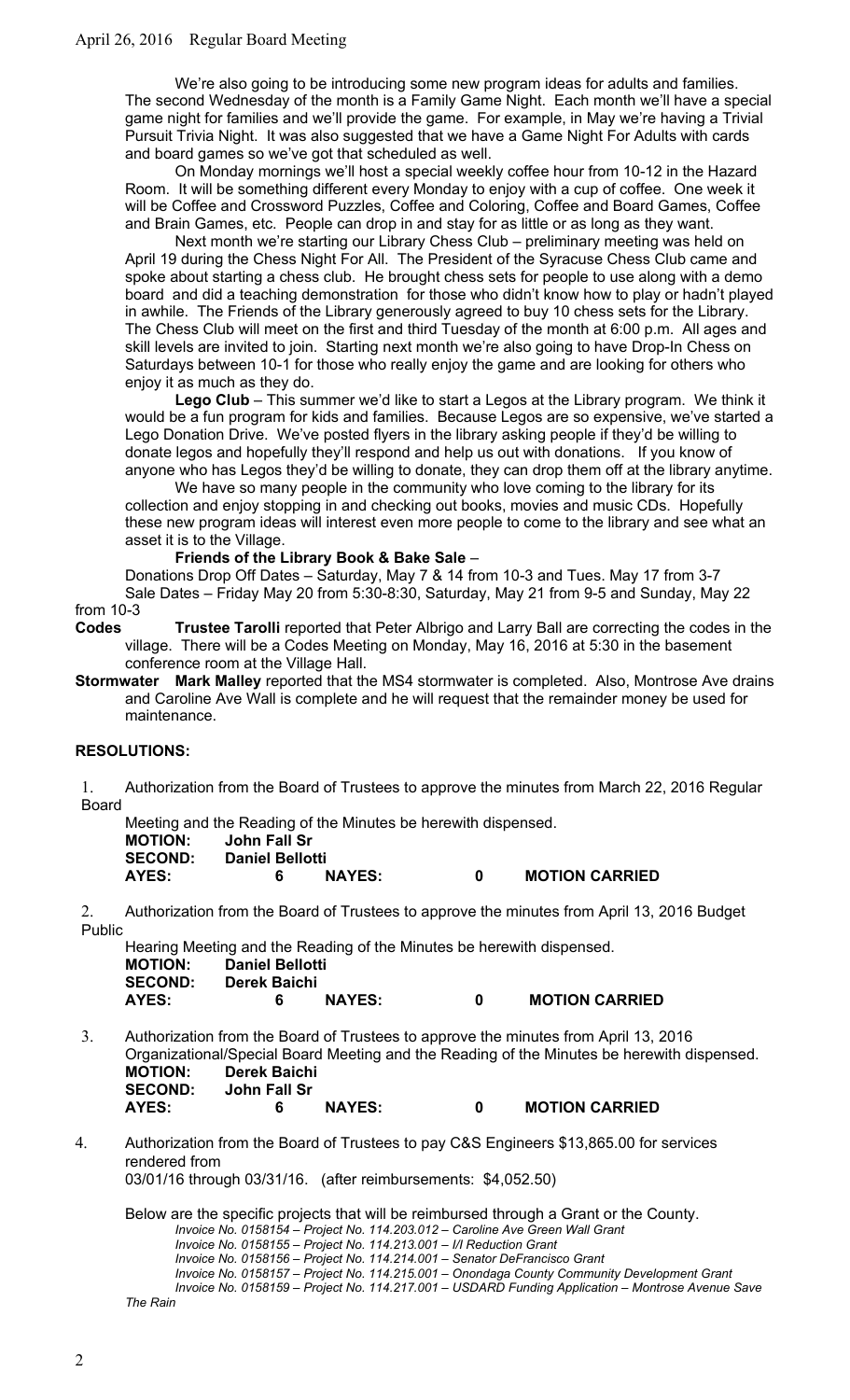We're also going to be introducing some new program ideas for adults and families. The second Wednesday of the month is a Family Game Night. Each month we'll have a special game night for families and we'll provide the game. For example, in May we're having a Trivial Pursuit Trivia Night. It was also suggested that we have a Game Night For Adults with cards and board games so we've got that scheduled as well.

On Monday mornings we'll host a special weekly coffee hour from 10-12 in the Hazard Room. It will be something different every Monday to enjoy with a cup of coffee. One week it will be Coffee and Crossword Puzzles, Coffee and Coloring, Coffee and Board Games, Coffee and Brain Games, etc. People can drop in and stay for as little or as long as they want.

Next month we're starting our Library Chess Club – preliminary meeting was held on April 19 during the Chess Night For All. The President of the Syracuse Chess Club came and spoke about starting a chess club. He brought chess sets for people to use along with a demo board and did a teaching demonstration for those who didn't know how to play or hadn't played in awhile. The Friends of the Library generously agreed to buy 10 chess sets for the Library. The Chess Club will meet on the first and third Tuesday of the month at 6:00 p.m. All ages and skill levels are invited to join. Starting next month we're also going to have Drop-In Chess on Saturdays between 10-1 for those who really enjoy the game and are looking for others who enjoy it as much as they do.

**Lego Club** – This summer we'd like to start a Legos at the Library program. We think it would be a fun program for kids and families. Because Legos are so expensive, we've started a Lego Donation Drive. We've posted flyers in the library asking people if they'd be willing to donate legos and hopefully they'll respond and help us out with donations. If you know of anyone who has Legos they'd be willing to donate, they can drop them off at the library anytime.

We have so many people in the community who love coming to the library for its collection and enjoy stopping in and checking out books, movies and music CDs. Hopefully these new program ideas will interest even more people to come to the library and see what an asset it is to the Village.

**Friends of the Library Book & Bake Sale** –

Donations Drop Off Dates – Saturday, May 7 & 14 from 10-3 and Tues. May 17 from 3-7

Sale Dates – Friday May 20 from 5:30-8:30, Saturday, May 21 from 9-5 and Sunday, May 22 from 10-3

**Codes** **Trustee Tarolli** reported that Peter Albrigo and Larry Ball are correcting the codes in the village. There will be a Codes Meeting on Monday, May 16, 2016 at 5:30 in the basement conference room at the Village Hall.

**Stormwater** **Mark Malley** reported that the MS4 stormwater is completed. Also, Montrose Ave drains and Caroline Ave Wall is complete and he will request that the remainder money be used for maintenance.

## RESOLUTIONS:

1. Authorization from the Board of Trustees to approve the minutes from March 22, 2016 Regular Board Meeting and the Reading of the Minutes be herewith dispensed.

| | | | | |
|---|---|---|---|---|
| **MOTION:** | **John Fall Sr** | | | |
| **SECOND:** | **Daniel Bellotti** | | | |
| **AYES:** | **6** | **NAYES:** | **0** | **MOTION CARRIED** |

2. Authorization from the Board of Trustees to approve the minutes from April 13, 2016 Budget Public Hearing Meeting and the Reading of the Minutes be herewith dispensed.

| | | | | |
|---|---|---|---|---|
| **MOTION:** | **Daniel Bellotti** | | | |
| **SECOND:** | **Derek Baichi** | | | |
| **AYES:** | **6** | **NAYES:** | **0** | **MOTION CARRIED** |

3. Authorization from the Board of Trustees to approve the minutes from April 13, 2016 Organizational/Special Board Meeting and the Reading of the Minutes be herewith dispensed.

| | | | | |
|---|---|---|---|---|
| **MOTION:** | **Derek Baichi** | | | |
| **SECOND:** | **John Fall Sr** | | | |
| **AYES:** | **6** | **NAYES:** | **0** | **MOTION CARRIED** |

4. Authorization from the Board of Trustees to pay C&S Engineers $13,865.00 for services rendered from 03/01/16 through 03/31/16. (after reimbursements: $4,052.50)

Below are the specific projects that will be reimbursed through a Grant or the County.

*Invoice No. 0158154 – Project No. 114.203.012 – Caroline Ave Green Wall Grant*
*Invoice No. 0158155 – Project No. 114.213.001 – I/I Reduction Grant*
*Invoice No. 0158156 – Project No. 114.214.001 – Senator DeFrancisco Grant*
*Invoice No. 0158157 – Project No. 114.215.001 – Onondaga County Community Development Grant*
*Invoice No. 0158159 – Project No. 114.217.001 – USDARD Funding Application – Montrose Avenue Save The Rain*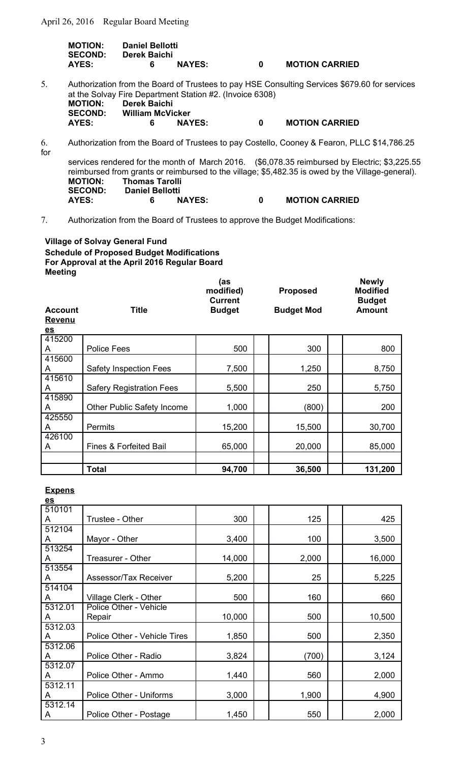| | | | | |
|---|---|---|---|---|
| **MOTION:** | **Daniel Bellotti** | | | |
| **SECOND:** | **Derek Baichi** | | | |
| **AYES:** | **6** | **NAYES:** | **0** | **MOTION CARRIED** |

5. Authorization from the Board of Trustees to pay HSE Consulting Services $679.60 for services at the Solvay Fire Department Station #2. (Invoice 6308)

| | | | | |
|---|---|---|---|---|
| **MOTION:** | **Derek Baichi** | | | |
| **SECOND:** | **William McVicker** | | | |
| **AYES:** | **6** | **NAYES:** | **0** | **MOTION CARRIED** |

6. Authorization from the Board of Trustees to pay Costello, Cooney & Fearon, PLLC $14,786.25 for services rendered for the month of March 2016. ($6,078.35 reimbursed by Electric; $3,225.55 reimbursed from grants or reimbursed to the village; $5,482.35 is owed by the Village-general).

| | | | | |
|---|---|---|---|---|
| **MOTION:** | **Thomas Tarolli** | | | |
| **SECOND:** | **Daniel Bellotti** | | | |
| **AYES:** | **6** | **NAYES:** | **0** | **MOTION CARRIED** |

7. Authorization from the Board of Trustees to approve the Budget Modifications:

**Village of Solvay General Fund**
**Schedule of Proposed Budget Modifications**
**For Approval at the April 2016 Regular Board Meeting**

| Account | Title | (as modified) Current Budget | Proposed Budget Mod | Newly Modified Budget Amount |
|---|---|---|---|---|
| **Revenues** | | | | |
| 415200 A | Police Fees | 500 | 300 | 800 |
| 415600 A | Safety Inspection Fees | 7,500 | 1,250 | 8,750 |
| 415610 A | Safery Registration Fees | 5,500 | 250 | 5,750 |
| 415890 A | Other Public Safety Income | 1,000 | (800) | 200 |
| 425550 A | Permits | 15,200 | 15,500 | 30,700 |
| 426100 A | Fines & Forfeited Bail | 65,000 | 20,000 | 85,000 |
| | | | | |
| | **Total** | **94,700** | **36,500** | **131,200** |

| Account | Title | (as modified) Current Budget | Proposed Budget Mod | Newly Modified Budget Amount |
|---|---|---|---|---|
| **Expenses** | | | | |
| 510101 A | Trustee - Other | 300 | 125 | 425 |
| 512104 A | Mayor - Other | 3,400 | 100 | 3,500 |
| 513254 A | Treasurer - Other | 14,000 | 2,000 | 16,000 |
| 513554 A | Assessor/Tax Receiver | 5,200 | 25 | 5,225 |
| 514104 A | Village Clerk - Other | 500 | 160 | 660 |
| 5312.01 A | Police Other - Vehicle Repair | 10,000 | 500 | 10,500 |
| 5312.03 A | Police Other - Vehicle Tires | 1,850 | 500 | 2,350 |
| 5312.06 A | Police Other - Radio | 3,824 | (700) | 3,124 |
| 5312.07 A | Police Other - Ammo | 1,440 | 560 | 2,000 |
| 5312.11 A | Police Other - Uniforms | 3,000 | 1,900 | 4,900 |
| 5312.14 A | Police Other - Postage | 1,450 | 550 | 2,000 |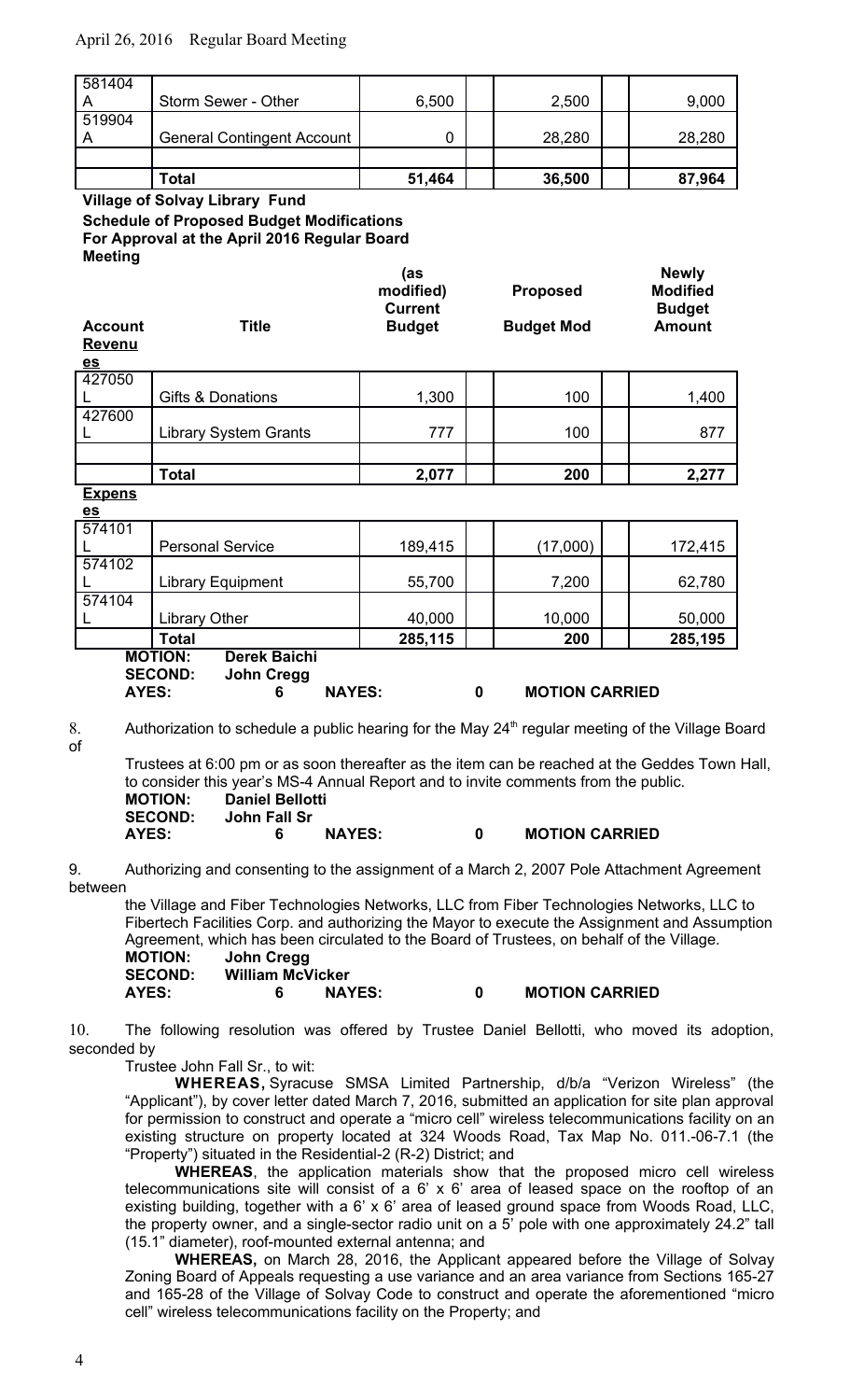| | | | | |
|---|---|---|---|---|
| 581404 A | Storm Sewer - Other | 6,500 | 2,500 | 9,000 |
| 519904 A | General Contingent Account | 0 | 28,280 | 28,280 |
| | | | | |
| | **Total** | **51,464** | **36,500** | **87,964** |

**Village of Solvay Library Fund**
**Schedule of Proposed Budget Modifications**
**For Approval at the April 2016 Regular Board Meeting**

| **Account** | **Title** | **(as modified) Current Budget** | **Proposed Budget Mod** | **Newly Modified Budget Amount** |
|---|---|---|---|---|
| **Revenues** | | | | |
| 427050 L | Gifts & Donations | 1,300 | 100 | 1,400 |
| 427600 L | Library System Grants | 777 | 100 | 877 |
| | | | | |
| | **Total** | **2,077** | **200** | **2,277** |
| **Expenses** | | | | |
| 574101 L | Personal Service | 189,415 | (17,000) | 172,415 |
| 574102 L | Library Equipment | 55,700 | 7,200 | 62,780 |
| 574104 L | Library Other | 40,000 | 10,000 | 50,000 |
| | **Total** | **285,115** | **200** | **285,195** |

**MOTION:** **Derek Baichi**
**SECOND:** **John Cregg**
**AYES:** **6** **NAYES:** **0** **MOTION CARRIED**

8. Authorization to schedule a public hearing for the May 24th regular meeting of the Village Board of Trustees at 6:00 pm or as soon thereafter as the item can be reached at the Geddes Town Hall, to consider this year's MS-4 Annual Report and to invite comments from the public.

**MOTION:** **Daniel Bellotti**
**SECOND:** **John Fall Sr**
**AYES:** **6** **NAYES:** **0** **MOTION CARRIED**

9. Authorizing and consenting to the assignment of a March 2, 2007 Pole Attachment Agreement between the Village and Fiber Technologies Networks, LLC from Fiber Technologies Networks, LLC to Fibertech Facilities Corp. and authorizing the Mayor to execute the Assignment and Assumption Agreement, which has been circulated to the Board of Trustees, on behalf of the Village.

**MOTION:** **John Cregg**
**SECOND:** **William McVicker**
**AYES:** **6** **NAYES:** **0** **MOTION CARRIED**

10. The following resolution was offered by Trustee Daniel Bellotti, who moved its adoption, seconded by Trustee John Fall Sr., to wit:

**WHEREAS,** Syracuse SMSA Limited Partnership, d/b/a "Verizon Wireless" (the "Applicant"), by cover letter dated March 7, 2016, submitted an application for site plan approval for permission to construct and operate a "micro cell" wireless telecommunications facility on an existing structure on property located at 324 Woods Road, Tax Map No. 011.-06-7.1 (the "Property") situated in the Residential-2 (R-2) District; and

**WHEREAS**, the application materials show that the proposed micro cell wireless telecommunications site will consist of a 6' x 6' area of leased space on the rooftop of an existing building, together with a 6' x 6' area of leased ground space from Woods Road, LLC, the property owner, and a single-sector radio unit on a 5' pole with one approximately 24.2" tall (15.1" diameter), roof-mounted external antenna; and

**WHEREAS,** on March 28, 2016, the Applicant appeared before the Village of Solvay Zoning Board of Appeals requesting a use variance and an area variance from Sections 165-27 and 165-28 of the Village of Solvay Code to construct and operate the aforementioned "micro cell" wireless telecommunications facility on the Property; and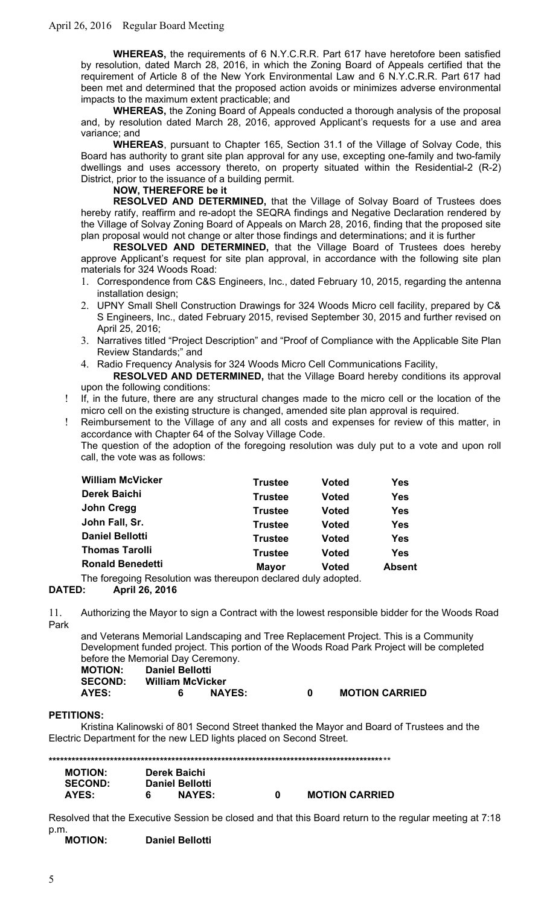**WHEREAS,** the requirements of 6 N.Y.C.R.R. Part 617 have heretofore been satisfied by resolution, dated March 28, 2016, in which the Zoning Board of Appeals certified that the requirement of Article 8 of the New York Environmental Law and 6 N.Y.C.R.R. Part 617 had been met and determined that the proposed action avoids or minimizes adverse environmental impacts to the maximum extent practicable; and

**WHEREAS,** the Zoning Board of Appeals conducted a thorough analysis of the proposal and, by resolution dated March 28, 2016, approved Applicant's requests for a use and area variance; and

**WHEREAS**, pursuant to Chapter 165, Section 31.1 of the Village of Solvay Code, this Board has authority to grant site plan approval for any use, excepting one-family and two-family dwellings and uses accessory thereto, on property situated within the Residential-2 (R-2) District, prior to the issuance of a building permit.

**NOW, THEREFORE be it**

**RESOLVED AND DETERMINED,** that the Village of Solvay Board of Trustees does hereby ratify, reaffirm and re-adopt the SEQRA findings and Negative Declaration rendered by the Village of Solvay Zoning Board of Appeals on March 28, 2016, finding that the proposed site plan proposal would not change or alter those findings and determinations; and it is further

**RESOLVED AND DETERMINED,** that the Village Board of Trustees does hereby approve Applicant's request for site plan approval, in accordance with the following site plan materials for 324 Woods Road:

1. Correspondence from C&S Engineers, Inc., dated February 10, 2015, regarding the antenna installation design;
2. UPNY Small Shell Construction Drawings for 324 Woods Micro cell facility, prepared by C& S Engineers, Inc., dated February 2015, revised September 30, 2015 and further revised on April 25, 2016;
3. Narratives titled "Project Description" and "Proof of Compliance with the Applicable Site Plan Review Standards;" and
4. Radio Frequency Analysis for 324 Woods Micro Cell Communications Facility,

**RESOLVED AND DETERMINED,** that the Village Board hereby conditions its approval upon the following conditions:

- If, in the future, there are any structural changes made to the micro cell or the location of the micro cell on the existing structure is changed, amended site plan approval is required.
- Reimbursement to the Village of any and all costs and expenses for review of this matter, in accordance with Chapter 64 of the Solvay Village Code.

The question of the adoption of the foregoing resolution was duly put to a vote and upon roll call, the vote was as follows:

| | | | |
|---|---|---|---|
| **William McVicker** | **Trustee** | **Voted** | **Yes** |
| **Derek Baichi** | **Trustee** | **Voted** | **Yes** |
| **John Cregg** | **Trustee** | **Voted** | **Yes** |
| **John Fall, Sr.** | **Trustee** | **Voted** | **Yes** |
| **Daniel Bellotti** | **Trustee** | **Voted** | **Yes** |
| **Thomas Tarolli** | **Trustee** | **Voted** | **Yes** |
| **Ronald Benedetti** | **Mayor** | **Voted** | **Absent** |

The foregoing Resolution was thereupon declared duly adopted.

**DATED: April 26, 2016**

11. Authorizing the Mayor to sign a Contract with the lowest responsible bidder for the Woods Road Park and Veterans Memorial Landscaping and Tree Replacement Project. This is a Community Development funded project. This portion of the Woods Road Park Project will be completed before the Memorial Day Ceremony.

**MOTION: Daniel Bellotti**
**SECOND: William McVicker**
**AYES: 6 NAYES: 0 MOTION CARRIED**

**PETITIONS:**

Kristina Kalinowski of 801 Second Street thanked the Mayor and Board of Trustees and the Electric Department for the new LED lights placed on Second Street.

\*\*\*\*\*\*\*\*\*\*\*\*\*\*\*\*\*\*\*\*\*\*\*\*\*\*\*\*\*\*\*\*\*\*\*\*\*\*\*\*\*\*\*\*\*\*\*\*\*\*\*\*\*\*\*\*\*\*\*\*\*\*\*\*\*\*\*\*\*\*\*\*\*\*\*\*\*\*\*\*\*\*\*\*\*\*\*\*

**MOTION: Derek Baichi**
**SECOND: Daniel Bellotti**
**AYES: 6 NAYES: 0 MOTION CARRIED**

Resolved that the Executive Session be closed and that this Board return to the regular meeting at 7:18 p.m.

**MOTION: Daniel Bellotti**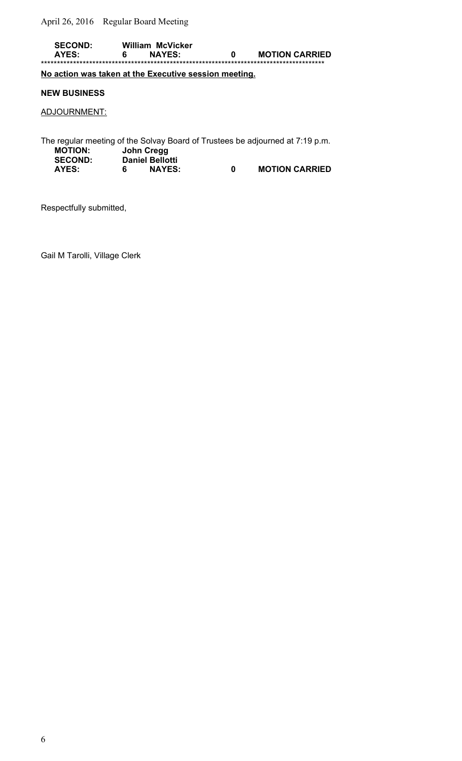| | | | | |
|---|---|---|---|---|
| **SECOND:** | **William McVicker** | | | |
| **AYES:** | **6** | **NAYES:** | **0** | **MOTION CARRIED** |

***************************************************************************************

**No action was taken at the Executive session meeting.**

**NEW BUSINESS**

ADJOURNMENT:

The regular meeting of the Solvay Board of Trustees be adjourned at 7:19 p.m.

| | | | | |
|---|---|---|---|---|
| **MOTION:** | **John Cregg** | | | |
| **SECOND:** | **Daniel Bellotti** | | | |
| **AYES:** | **6** | **NAYES:** | **0** | **MOTION CARRIED** |

Respectfully submitted,

Gail M Tarolli, Village Clerk